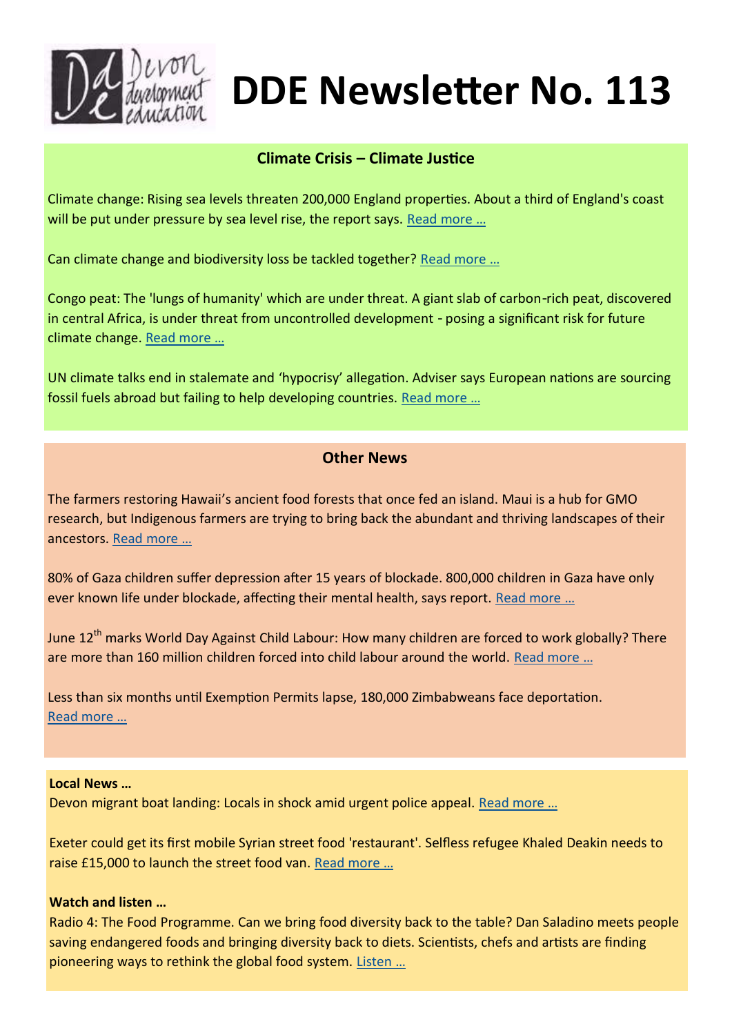# DDE Newsletter No. 113

## Climate Crisis – Climate Justice

Climate change: Rising sea levels threaten 200,000 England properties. About a third of England's coast will be put under pressure by sea level rise, the report says. Read more …

Can climate change and biodiversity loss be tackled together? Read more …

Congo peat: The 'lungs of humanity' which are under threat. A giant slab of carbon-rich peat, discovered in central Africa, is under threat from uncontrolled development - posing a significant risk for future climate change. Read more …

UN climate talks end in stalemate and 'hypocrisy' allegation. Adviser says European nations are sourcing fossil fuels abroad but failing to help developing countries. Read more …

## Other News

The farmers restoring Hawaii's ancient food forests that once fed an island. Maui is a hub for GMO research, but Indigenous farmers are trying to bring back the abundant and thriving landscapes of their ancestors. Read more …

80% of Gaza children suffer depression after 15 years of blockade. 800,000 children in Gaza have only ever known life under blockade, affecting their mental health, says report. Read more …

June 12th marks World Day Against Child Labour: How many children are forced to work globally? There are more than 160 million children forced into child labour around the world. Read more …

Less than six months until Exemption Permits lapse, 180,000 Zimbabweans face deportation. Read more …

**Local News …**

Devon migrant boat landing: Locals in shock amid urgent police appeal. Read more …

Exeter could get its first mobile Syrian street food 'restaurant'. Selfless refugee Khaled Deakin needs to raise £15,000 to launch the street food van. Read more …

**Watch and listen …**

Radio 4: The Food Programme. Can we bring food diversity back to the table? Dan Saladino meets people saving endangered foods and bringing diversity back to diets. Scientists, chefs and artists are finding pioneering ways to rethink the global food system. Listen …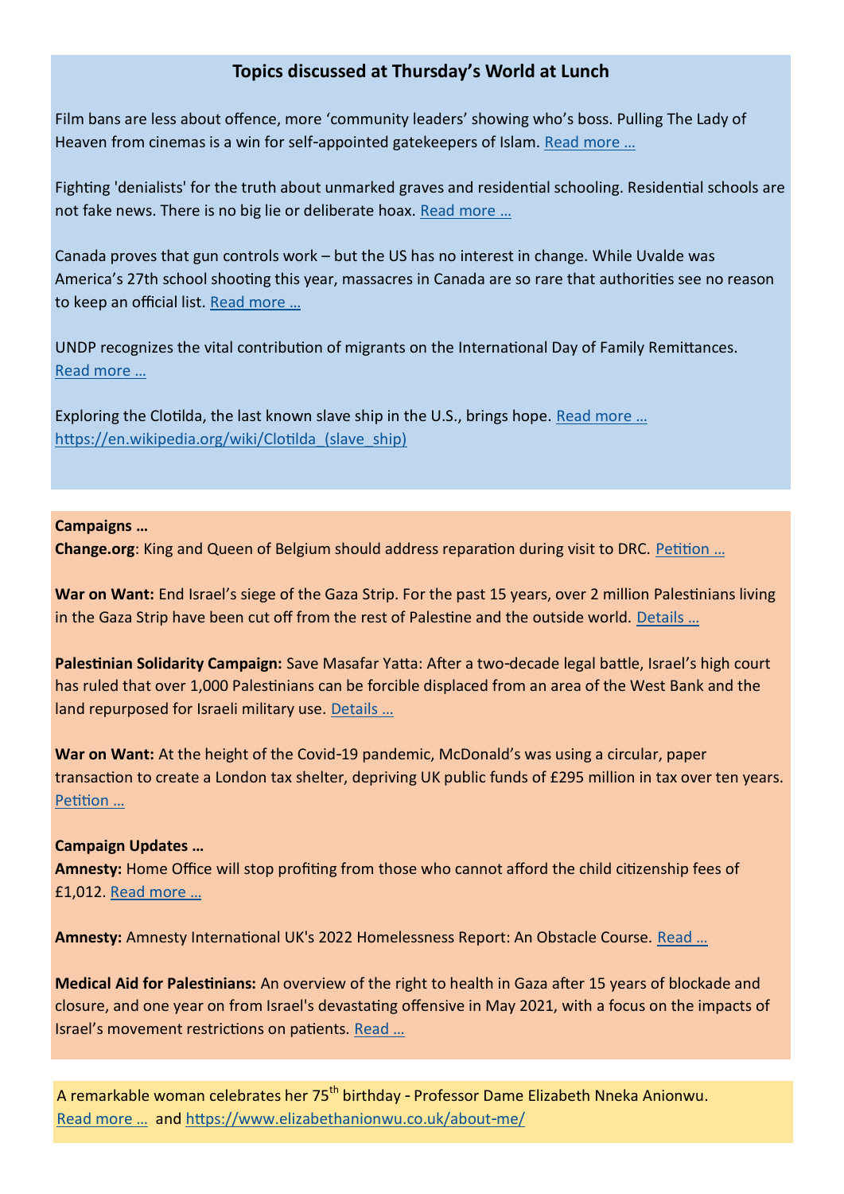## Topics discussed at Thursday's World at Lunch

Film bans are less about offence, more 'community leaders' showing who's boss. Pulling The Lady of Heaven from cinemas is a win for self-appointed gatekeepers of Islam. Read more …

Fighting 'denialists' for the truth about unmarked graves and residential schooling. Residential schools are not fake news. There is no big lie or deliberate hoax. Read more …

Canada proves that gun controls work – but the US has no interest in change. While Uvalde was America's 27th school shooting this year, massacres in Canada are so rare that authorities see no reason to keep an official list. Read more …

UNDP recognizes the vital contribution of migrants on the International Day of Family Remittances. Read more …

Exploring the Clotilda, the last known slave ship in the U.S., brings hope. Read more …
https://en.wikipedia.org/wiki/Clotilda_(slave_ship)

**Campaigns …**

**Change.org**: King and Queen of Belgium should address reparation during visit to DRC. Petition …

**War on Want:** End Israel's siege of the Gaza Strip. For the past 15 years, over 2 million Palestinians living in the Gaza Strip have been cut off from the rest of Palestine and the outside world. Details …

**Palestinian Solidarity Campaign:** Save Masafar Yatta: After a two-decade legal battle, Israel's high court has ruled that over 1,000 Palestinians can be forcible displaced from an area of the West Bank and the land repurposed for Israeli military use. Details …

**War on Want:** At the height of the Covid-19 pandemic, McDonald's was using a circular, paper transaction to create a London tax shelter, depriving UK public funds of £295 million in tax over ten years. Petition …

**Campaign Updates …**

**Amnesty:** Home Office will stop profiting from those who cannot afford the child citizenship fees of £1,012. Read more …

**Amnesty:** Amnesty International UK's 2022 Homelessness Report: An Obstacle Course. Read …

**Medical Aid for Palestinians:** An overview of the right to health in Gaza after 15 years of blockade and closure, and one year on from Israel's devastating offensive in May 2021, with a focus on the impacts of Israel's movement restrictions on patients. Read …

A remarkable woman celebrates her 75th birthday - Professor Dame Elizabeth Nneka Anionwu. Read more … and https://www.elizabethanionwu.co.uk/about-me/